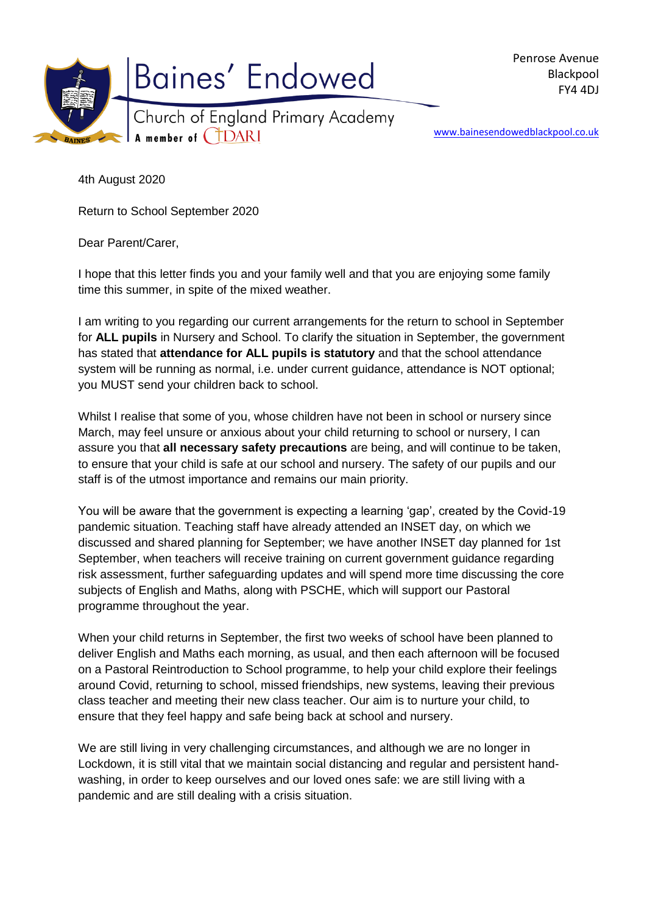# Baines' Endowed

Church of England Primary Academy

A member of CIDARI

Penrose Avenue
Blackpool
FY4 4DJ

www.bainesendowedblackpool.co.uk

4th August 2020

Return to School September 2020

Dear Parent/Carer,

I hope that this letter finds you and your family well and that you are enjoying some family time this summer, in spite of the mixed weather.

I am writing to you regarding our current arrangements for the return to school in September for **ALL pupils** in Nursery and School. To clarify the situation in September, the government has stated that **attendance for ALL pupils is statutory** and that the school attendance system will be running as normal, i.e. under current guidance, attendance is NOT optional; you MUST send your children back to school.

Whilst I realise that some of you, whose children have not been in school or nursery since March, may feel unsure or anxious about your child returning to school or nursery, I can assure you that **all necessary safety precautions** are being, and will continue to be taken, to ensure that your child is safe at our school and nursery. The safety of our pupils and our staff is of the utmost importance and remains our main priority.

You will be aware that the government is expecting a learning 'gap', created by the Covid-19 pandemic situation. Teaching staff have already attended an INSET day, on which we discussed and shared planning for September; we have another INSET day planned for 1st September, when teachers will receive training on current government guidance regarding risk assessment, further safeguarding updates and will spend more time discussing the core subjects of English and Maths, along with PSCHE, which will support our Pastoral programme throughout the year.

When your child returns in September, the first two weeks of school have been planned to deliver English and Maths each morning, as usual, and then each afternoon will be focused on a Pastoral Reintroduction to School programme, to help your child explore their feelings around Covid, returning to school, missed friendships, new systems, leaving their previous class teacher and meeting their new class teacher. Our aim is to nurture your child, to ensure that they feel happy and safe being back at school and nursery.

We are still living in very challenging circumstances, and although we are no longer in Lockdown, it is still vital that we maintain social distancing and regular and persistent hand-washing, in order to keep ourselves and our loved ones safe: we are still living with a pandemic and are still dealing with a crisis situation.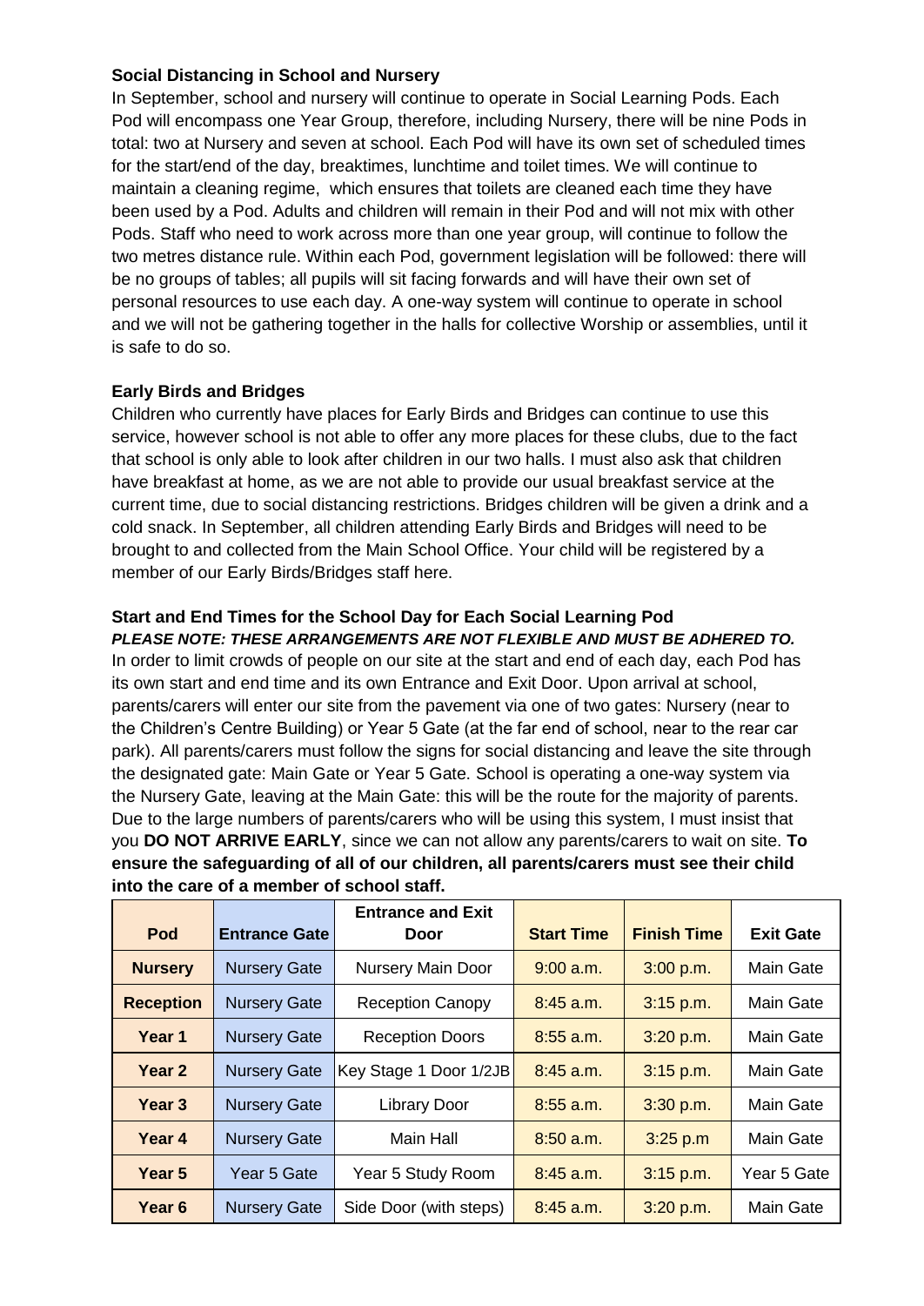**Social Distancing in School and Nursery**

In September, school and nursery will continue to operate in Social Learning Pods. Each Pod will encompass one Year Group, therefore, including Nursery, there will be nine Pods in total: two at Nursery and seven at school. Each Pod will have its own set of scheduled times for the start/end of the day, breaktimes, lunchtime and toilet times. We will continue to maintain a cleaning regime, which ensures that toilets are cleaned each time they have been used by a Pod. Adults and children will remain in their Pod and will not mix with other Pods. Staff who need to work across more than one year group, will continue to follow the two metres distance rule. Within each Pod, government legislation will be followed: there will be no groups of tables; all pupils will sit facing forwards and will have their own set of personal resources to use each day. A one-way system will continue to operate in school and we will not be gathering together in the halls for collective Worship or assemblies, until it is safe to do so.

**Early Birds and Bridges**

Children who currently have places for Early Birds and Bridges can continue to use this service, however school is not able to offer any more places for these clubs, due to the fact that school is only able to look after children in our two halls. I must also ask that children have breakfast at home, as we are not able to provide our usual breakfast service at the current time, due to social distancing restrictions. Bridges children will be given a drink and a cold snack. In September, all children attending Early Birds and Bridges will need to be brought to and collected from the Main School Office. Your child will be registered by a member of our Early Birds/Bridges staff here.

**Start and End Times for the School Day for Each Social Learning Pod**

***PLEASE NOTE: THESE ARRANGEMENTS ARE NOT FLEXIBLE AND MUST BE ADHERED TO.***

In order to limit crowds of people on our site at the start and end of each day, each Pod has its own start and end time and its own Entrance and Exit Door. Upon arrival at school, parents/carers will enter our site from the pavement via one of two gates: Nursery (near to the Children's Centre Building) or Year 5 Gate (at the far end of school, near to the rear car park). All parents/carers must follow the signs for social distancing and leave the site through the designated gate: Main Gate or Year 5 Gate. School is operating a one-way system via the Nursery Gate, leaving at the Main Gate: this will be the route for the majority of parents. Due to the large numbers of parents/carers who will be using this system, I must insist that you **DO NOT ARRIVE EARLY**, since we can not allow any parents/carers to wait on site. **To ensure the safeguarding of all of our children, all parents/carers must see their child into the care of a member of school staff.**

| Pod | Entrance Gate | Entrance and Exit Door | Start Time | Finish Time | Exit Gate |
|---|---|---|---|---|---|
| **Nursery** | Nursery Gate | Nursery Main Door | 9:00 a.m. | 3:00 p.m. | Main Gate |
| **Reception** | Nursery Gate | Reception Canopy | 8:45 a.m. | 3:15 p.m. | Main Gate |
| **Year 1** | Nursery Gate | Reception Doors | 8:55 a.m. | 3:20 p.m. | Main Gate |
| **Year 2** | Nursery Gate | Key Stage 1 Door 1/2JB | 8:45 a.m. | 3:15 p.m. | Main Gate |
| **Year 3** | Nursery Gate | Library Door | 8:55 a.m. | 3:30 p.m. | Main Gate |
| **Year 4** | Nursery Gate | Main Hall | 8:50 a.m. | 3:25 p.m | Main Gate |
| **Year 5** | Year 5 Gate | Year 5 Study Room | 8:45 a.m. | 3:15 p.m. | Year 5 Gate |
| **Year 6** | Nursery Gate | Side Door (with steps) | 8:45 a.m. | 3:20 p.m. | Main Gate |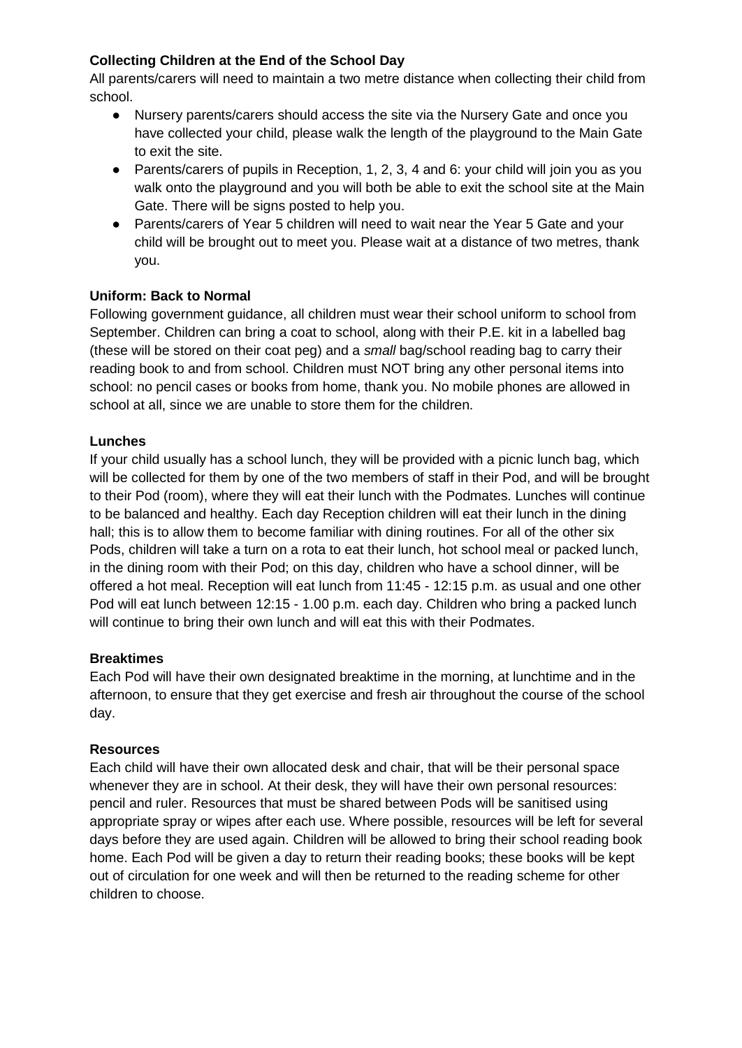**Collecting Children at the End of the School Day**

All parents/carers will need to maintain a two metre distance when collecting their child from school.

- Nursery parents/carers should access the site via the Nursery Gate and once you have collected your child, please walk the length of the playground to the Main Gate to exit the site.
- Parents/carers of pupils in Reception, 1, 2, 3, 4 and 6: your child will join you as you walk onto the playground and you will both be able to exit the school site at the Main Gate. There will be signs posted to help you.
- Parents/carers of Year 5 children will need to wait near the Year 5 Gate and your child will be brought out to meet you. Please wait at a distance of two metres, thank you.

**Uniform: Back to Normal**

Following government guidance, all children must wear their school uniform to school from September. Children can bring a coat to school, along with their P.E. kit in a labelled bag (these will be stored on their coat peg) and a *small* bag/school reading bag to carry their reading book to and from school. Children must NOT bring any other personal items into school: no pencil cases or books from home, thank you. No mobile phones are allowed in school at all, since we are unable to store them for the children.

**Lunches**

If your child usually has a school lunch, they will be provided with a picnic lunch bag, which will be collected for them by one of the two members of staff in their Pod, and will be brought to their Pod (room), where they will eat their lunch with the Podmates. Lunches will continue to be balanced and healthy. Each day Reception children will eat their lunch in the dining hall; this is to allow them to become familiar with dining routines. For all of the other six Pods, children will take a turn on a rota to eat their lunch, hot school meal or packed lunch, in the dining room with their Pod; on this day, children who have a school dinner, will be offered a hot meal. Reception will eat lunch from 11:45 - 12:15 p.m. as usual and one other Pod will eat lunch between 12:15 - 1.00 p.m. each day. Children who bring a packed lunch will continue to bring their own lunch and will eat this with their Podmates.

**Breaktimes**

Each Pod will have their own designated breaktime in the morning, at lunchtime and in the afternoon, to ensure that they get exercise and fresh air throughout the course of the school day.

**Resources**

Each child will have their own allocated desk and chair, that will be their personal space whenever they are in school. At their desk, they will have their own personal resources: pencil and ruler. Resources that must be shared between Pods will be sanitised using appropriate spray or wipes after each use. Where possible, resources will be left for several days before they are used again. Children will be allowed to bring their school reading book home. Each Pod will be given a day to return their reading books; these books will be kept out of circulation for one week and will then be returned to the reading scheme for other children to choose.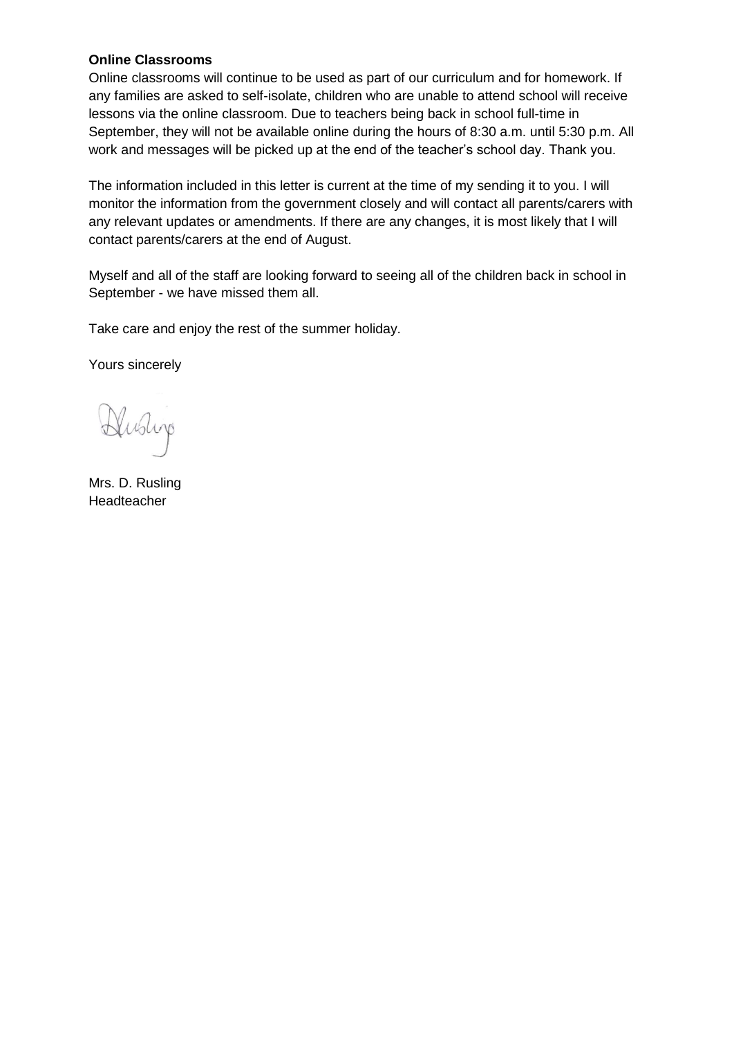**Online Classrooms**

Online classrooms will continue to be used as part of our curriculum and for homework. If any families are asked to self-isolate, children who are unable to attend school will receive lessons via the online classroom. Due to teachers being back in school full-time in September, they will not be available online during the hours of 8:30 a.m. until 5:30 p.m. All work and messages will be picked up at the end of the teacher's school day. Thank you.

The information included in this letter is current at the time of my sending it to you. I will monitor the information from the government closely and will contact all parents/carers with any relevant updates or amendments. If there are any changes, it is most likely that I will contact parents/carers at the end of August.

Myself and all of the staff are looking forward to seeing all of the children back in school in September - we have missed them all.

Take care and enjoy the rest of the summer holiday.

Yours sincerely

DRusling

Mrs. D. Rusling
Headteacher